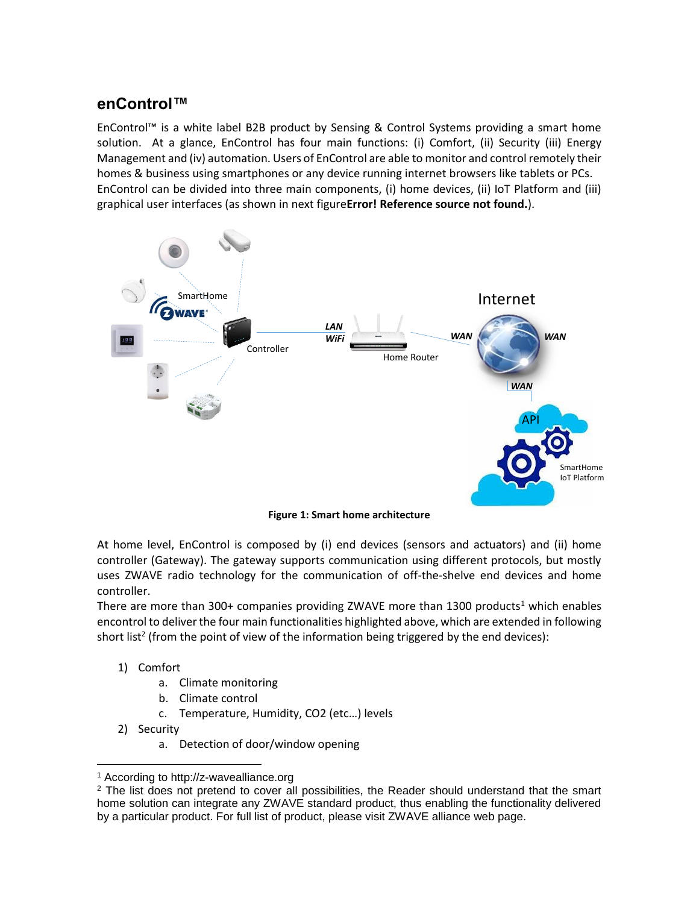## enControl™

EnControl™ is a white label B2B product by Sensing & Control Systems providing a smart home solution. At a glance, EnControl has four main functions: (i) Comfort, (ii) Security (iii) Energy Management and (iv) automation. Users of EnControl are able to monitor and control remotely their homes & business using smartphones or any device running internet browsers like tablets or PCs. EnControl can be divided into three main components, (i) home devices, (ii) IoT Platform and (iii) graphical user interfaces (as shown in next figure**Error! Reference source not found.**).

**Figure 1: Smart home architecture**

At home level, EnControl is composed by (i) end devices (sensors and actuators) and (ii) home controller (Gateway). The gateway supports communication using different protocols, but mostly uses ZWAVE radio technology for the communication of off-the-shelve end devices and home controller.

There are more than 300+ companies providing ZWAVE more than 1300 products[1] which enables encontrol to deliver the four main functionalities highlighted above, which are extended in following short list[2] (from the point of view of the information being triggered by the end devices):

1) Comfort
   a. Climate monitoring
   b. Climate control
   c. Temperature, Humidity, CO2 (etc…) levels
2) Security
   a. Detection of door/window opening

---

[1] According to http://z-wavealliance.org

[2] The list does not pretend to cover all possibilities, the Reader should understand that the smart home solution can integrate any ZWAVE standard product, thus enabling the functionality delivered by a particular product. For full list of product, please visit ZWAVE alliance web page.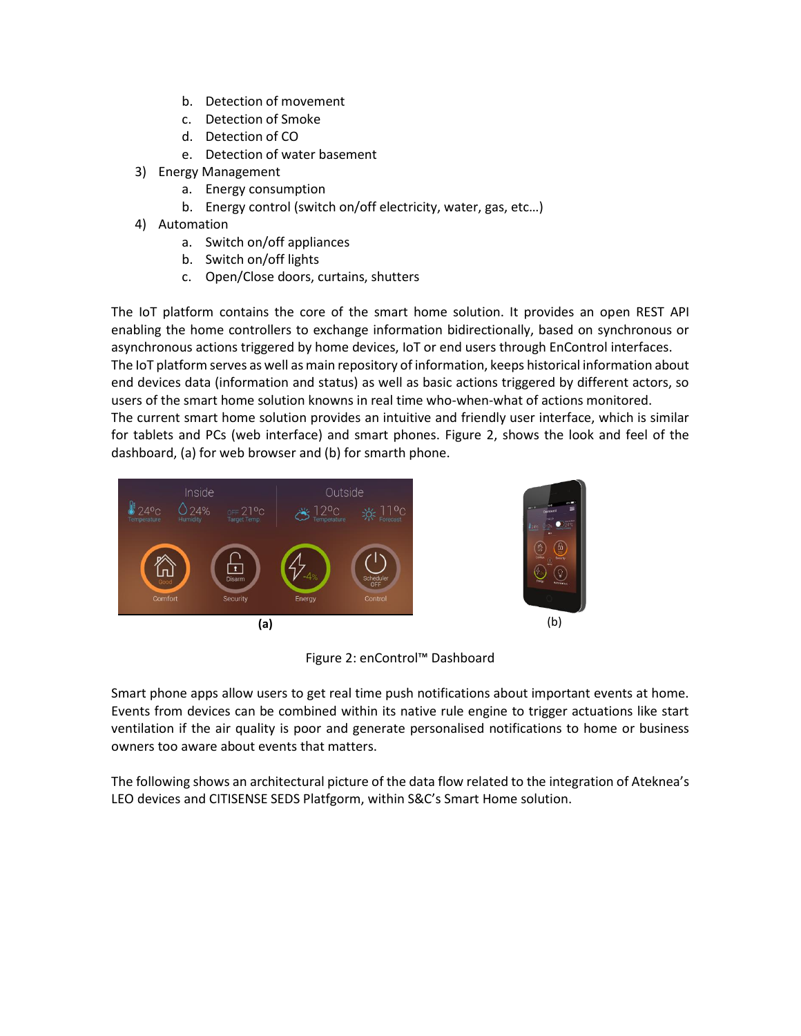b. Detection of movement
   c. Detection of Smoke
   d. Detection of CO
   e. Detection of water basement
3) Energy Management
   a. Energy consumption
   b. Energy control (switch on/off electricity, water, gas, etc…)
4) Automation
   a. Switch on/off appliances
   b. Switch on/off lights
   c. Open/Close doors, curtains, shutters

The IoT platform contains the core of the smart home solution. It provides an open REST API enabling the home controllers to exchange information bidirectionally, based on synchronous or asynchronous actions triggered by home devices, IoT or end users through EnControl interfaces.
The IoT platform serves as well as main repository of information, keeps historical information about end devices data (information and status) as well as basic actions triggered by different actors, so users of the smart home solution knowns in real time who-when-what of actions monitored.
The current smart home solution provides an intuitive and friendly user interface, which is similar for tablets and PCs (web interface) and smart phones. Figure 2, shows the look and feel of the dashboard, (a) for web browser and (b) for smarth phone.

**(a)** (b)

Figure 2: enControl™ Dashboard

Smart phone apps allow users to get real time push notifications about important events at home. Events from devices can be combined within its native rule engine to trigger actuations like start ventilation if the air quality is poor and generate personalised notifications to home or business owners too aware about events that matters.

The following shows an architectural picture of the data flow related to the integration of Ateknea's LEO devices and CITISENSE SEDS Platfgorm, within S&C's Smart Home solution.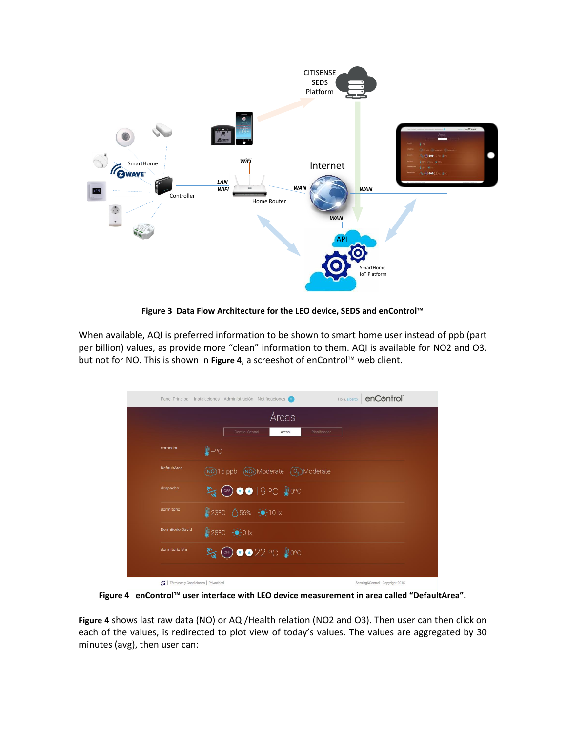**Figure 3 Data Flow Architecture for the LEO device, SEDS and enControl™**

When available, AQI is preferred information to be shown to smart home user instead of ppb (part per billion) values, as provide more "clean" information to them. AQI is available for NO2 and O3, but not for NO. This is shown in **Figure 4**, a screeshot of enControl™ web client.

**Figure 4 enControl™ user interface with LEO device measurement in area called "DefaultArea".**

**Figure 4** shows last raw data (NO) or AQI/Health relation (NO2 and O3). Then user can then click on each of the values, is redirected to plot view of today's values. The values are aggregated by 30 minutes (avg), then user can: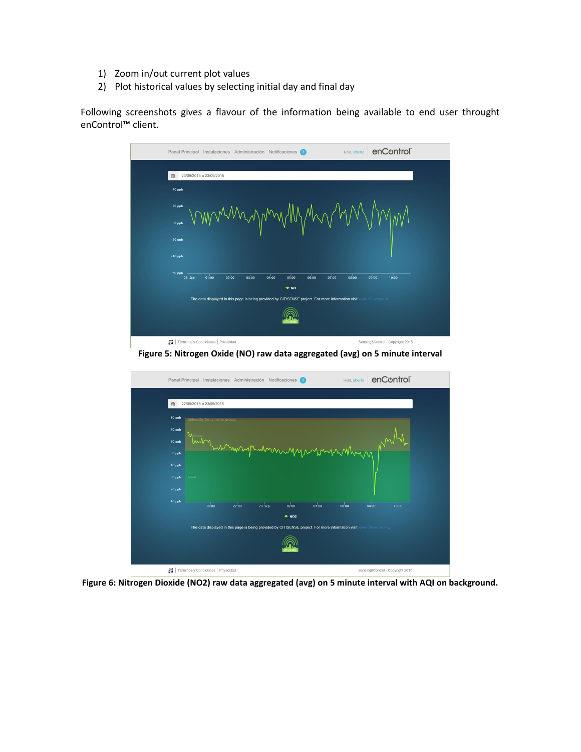1) Zoom in/out current plot values
2) Plot historical values by selecting initial day and final day

Following screenshots gives a flavour of the information being available to end user throught enControl™ client.

**Figure 5: Nitrogen Oxide (NO) raw data aggregated (avg) on 5 minute interval**

**Figure 6: Nitrogen Dioxide (NO2) raw data aggregated (avg) on 5 minute interval with AQI on background.**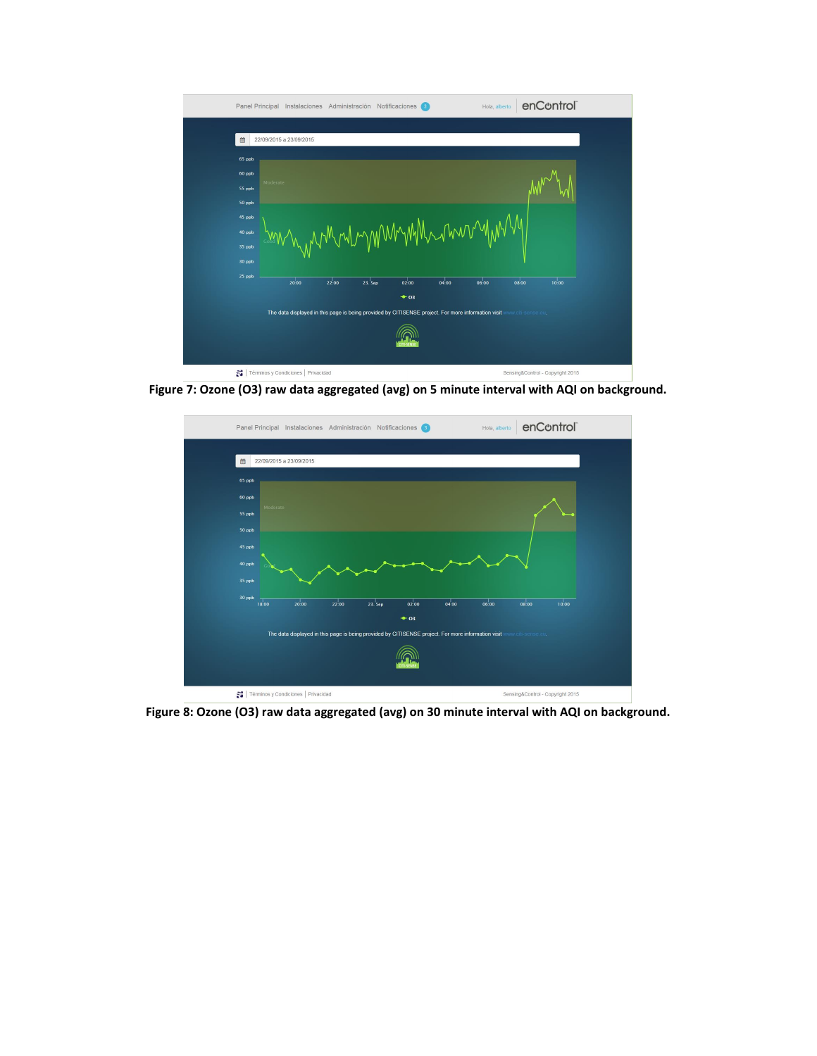Panel Principal Instalaciones Administración Notificaciones 3

Hola, alberto

enControl

22/09/2015 a 23/09/2015

65 ppb
60 ppb
55 ppb
50 ppb
45 ppb
40 ppb
35 ppb
30 ppb
25 ppb

Moderate

Good

20:00
22:00
23. Sep
02:00
04:00
06:00
08:00
10:00

O3

The data displayed in this page is being provided by CITISENSE project. For more information visit www.citi-sense.eu.

Términos y Condiciones | Privacidad

Sensing&Control - Copyright 2015

**Figure 7: Ozone (O3) raw data aggregated (avg) on 5 minute interval with AQI on background.**

Panel Principal Instalaciones Administración Notificaciones 3

Hola, alberto

enControl

22/09/2015 a 23/09/2015

65 ppb
60 ppb
55 ppb
50 ppb
45 ppb
40 ppb
35 ppb
30 ppb

Moderate

Good

18:00
20:00
22:00
23. Sep
02:00
04:00
06:00
08:00
10:00

O3

The data displayed in this page is being provided by CITISENSE project. For more information visit www.citi-sense.eu.

Términos y Condiciones | Privacidad

Sensing&Control - Copyright 2015

**Figure 8: Ozone (O3) raw data aggregated (avg) on 30 minute interval with AQI on background.**